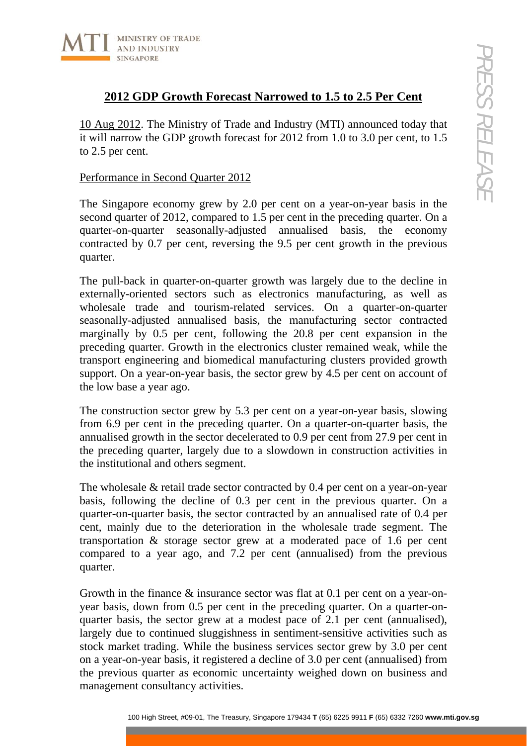# 2012 GDP Growth Forecast Narrowed to 1.5 to 2.5 Per Cent

10 Aug 2012. The Ministry of Trade and Industry (MTI) announced today that it will narrow the GDP growth forecast for 2012 from 1.0 to 3.0 per cent, to 1.5 to 2.5 per cent.

## Performance in Second Quarter 2012

The Singapore economy grew by 2.0 per cent on a year-on-year basis in the second quarter of 2012, compared to 1.5 per cent in the preceding quarter. On a quarter-on-quarter seasonally-adjusted annualised basis, the economy contracted by 0.7 per cent, reversing the 9.5 per cent growth in the previous quarter.

The pull-back in quarter-on-quarter growth was largely due to the decline in externally-oriented sectors such as electronics manufacturing, as well as wholesale trade and tourism-related services. On a quarter-on-quarter seasonally-adjusted annualised basis, the manufacturing sector contracted marginally by 0.5 per cent, following the 20.8 per cent expansion in the preceding quarter. Growth in the electronics cluster remained weak, while the transport engineering and biomedical manufacturing clusters provided growth support. On a year-on-year basis, the sector grew by 4.5 per cent on account of the low base a year ago.

The construction sector grew by 5.3 per cent on a year-on-year basis, slowing from 6.9 per cent in the preceding quarter. On a quarter-on-quarter basis, the annualised growth in the sector decelerated to 0.9 per cent from 27.9 per cent in the preceding quarter, largely due to a slowdown in construction activities in the institutional and others segment.

The wholesale & retail trade sector contracted by 0.4 per cent on a year-on-year basis, following the decline of 0.3 per cent in the previous quarter. On a quarter-on-quarter basis, the sector contracted by an annualised rate of 0.4 per cent, mainly due to the deterioration in the wholesale trade segment. The transportation & storage sector grew at a moderated pace of 1.6 per cent compared to a year ago, and 7.2 per cent (annualised) from the previous quarter.

Growth in the finance & insurance sector was flat at 0.1 per cent on a year-on-year basis, down from 0.5 per cent in the preceding quarter. On a quarter-on-quarter basis, the sector grew at a modest pace of 2.1 per cent (annualised), largely due to continued sluggishness in sentiment-sensitive activities such as stock market trading. While the business services sector grew by 3.0 per cent on a year-on-year basis, it registered a decline of 3.0 per cent (annualised) from the previous quarter as economic uncertainty weighed down on business and management consultancy activities.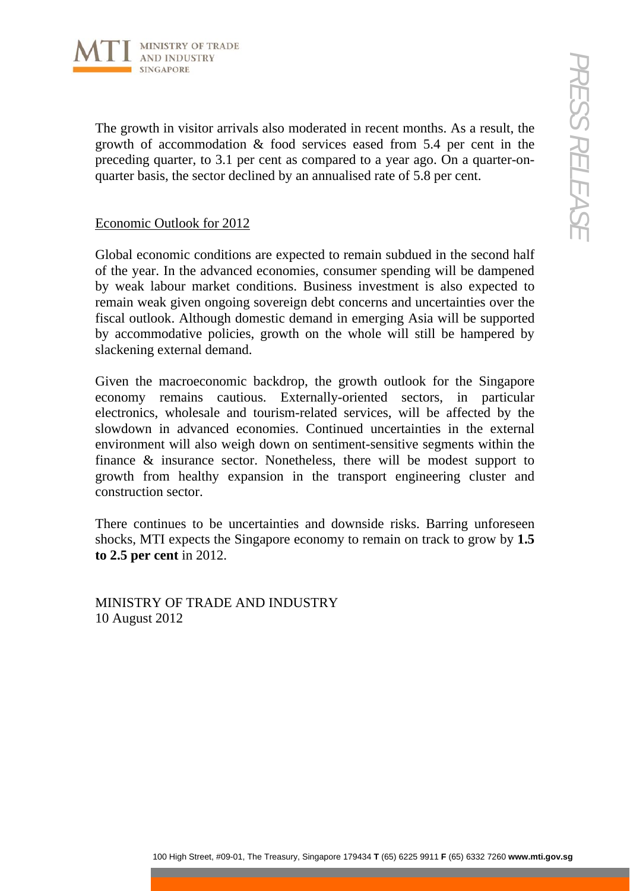The growth in visitor arrivals also moderated in recent months. As a result, the growth of accommodation & food services eased from 5.4 per cent in the preceding quarter, to 3.1 per cent as compared to a year ago. On a quarter-on-quarter basis, the sector declined by an annualised rate of 5.8 per cent.

## Economic Outlook for 2012

Global economic conditions are expected to remain subdued in the second half of the year. In the advanced economies, consumer spending will be dampened by weak labour market conditions. Business investment is also expected to remain weak given ongoing sovereign debt concerns and uncertainties over the fiscal outlook. Although domestic demand in emerging Asia will be supported by accommodative policies, growth on the whole will still be hampered by slackening external demand.

Given the macroeconomic backdrop, the growth outlook for the Singapore economy remains cautious. Externally-oriented sectors, in particular electronics, wholesale and tourism-related services, will be affected by the slowdown in advanced economies. Continued uncertainties in the external environment will also weigh down on sentiment-sensitive segments within the finance & insurance sector. Nonetheless, there will be modest support to growth from healthy expansion in the transport engineering cluster and construction sector.

There continues to be uncertainties and downside risks. Barring unforeseen shocks, MTI expects the Singapore economy to remain on track to grow by **1.5 to 2.5 per cent** in 2012.

MINISTRY OF TRADE AND INDUSTRY
10 August 2012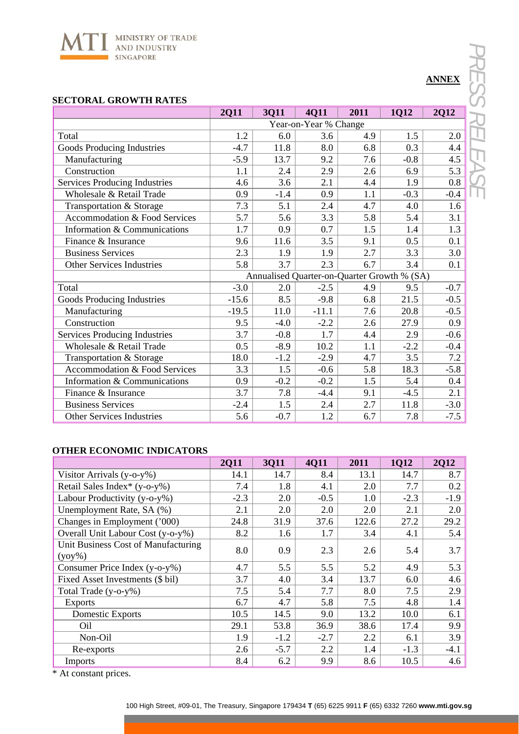**ANNEX**

**SECTORAL GROWTH RATES**

| | 2Q11 | 3Q11 | 4Q11 | 2011 | 1Q12 | 2Q12 |
|---|---|---|---|---|---|---|
| | Year-on-Year % Change | | | | | |
| Total | 1.2 | 6.0 | 3.6 | 4.9 | 1.5 | 2.0 |
| Goods Producing Industries | -4.7 | 11.8 | 8.0 | 6.8 | 0.3 | 4.4 |
| Manufacturing | -5.9 | 13.7 | 9.2 | 7.6 | -0.8 | 4.5 |
| Construction | 1.1 | 2.4 | 2.9 | 2.6 | 6.9 | 5.3 |
| Services Producing Industries | 4.6 | 3.6 | 2.1 | 4.4 | 1.9 | 0.8 |
| Wholesale & Retail Trade | 0.9 | -1.4 | 0.9 | 1.1 | -0.3 | -0.4 |
| Transportation & Storage | 7.3 | 5.1 | 2.4 | 4.7 | 4.0 | 1.6 |
| Accommodation & Food Services | 5.7 | 5.6 | 3.3 | 5.8 | 5.4 | 3.1 |
| Information & Communications | 1.7 | 0.9 | 0.7 | 1.5 | 1.4 | 1.3 |
| Finance & Insurance | 9.6 | 11.6 | 3.5 | 9.1 | 0.5 | 0.1 |
| Business Services | 2.3 | 1.9 | 1.9 | 2.7 | 3.3 | 3.0 |
| Other Services Industries | 5.8 | 3.7 | 2.3 | 6.7 | 3.4 | 0.1 |
| | Annualised Quarter-on-Quarter Growth % (SA) | | | | | |
| Total | -3.0 | 2.0 | -2.5 | 4.9 | 9.5 | -0.7 |
| Goods Producing Industries | -15.6 | 8.5 | -9.8 | 6.8 | 21.5 | -0.5 |
| Manufacturing | -19.5 | 11.0 | -11.1 | 7.6 | 20.8 | -0.5 |
| Construction | 9.5 | -4.0 | -2.2 | 2.6 | 27.9 | 0.9 |
| Services Producing Industries | 3.7 | -0.8 | 1.7 | 4.4 | 2.9 | -0.6 |
| Wholesale & Retail Trade | 0.5 | -8.9 | 10.2 | 1.1 | -2.2 | -0.4 |
| Transportation & Storage | 18.0 | -1.2 | -2.9 | 4.7 | 3.5 | 7.2 |
| Accommodation & Food Services | 3.3 | 1.5 | -0.6 | 5.8 | 18.3 | -5.8 |
| Information & Communications | 0.9 | -0.2 | -0.2 | 1.5 | 5.4 | 0.4 |
| Finance & Insurance | 3.7 | 7.8 | -4.4 | 9.1 | -4.5 | 2.1 |
| Business Services | -2.4 | 1.5 | 2.4 | 2.7 | 11.8 | -3.0 |
| Other Services Industries | 5.6 | -0.7 | 1.2 | 6.7 | 7.8 | -7.5 |

**OTHER ECONOMIC INDICATORS**

| | 2Q11 | 3Q11 | 4Q11 | 2011 | 1Q12 | 2Q12 |
|---|---|---|---|---|---|---|
| Visitor Arrivals (y-o-y%) | 14.1 | 14.7 | 8.4 | 13.1 | 14.7 | 8.7 |
| Retail Sales Index* (y-o-y%) | 7.4 | 1.8 | 4.1 | 2.0 | 7.7 | 0.2 |
| Labour Productivity (y-o-y%) | -2.3 | 2.0 | -0.5 | 1.0 | -2.3 | -1.9 |
| Unemployment Rate, SA (%) | 2.1 | 2.0 | 2.0 | 2.0 | 2.1 | 2.0 |
| Changes in Employment ('000) | 24.8 | 31.9 | 37.6 | 122.6 | 27.2 | 29.2 |
| Overall Unit Labour Cost (y-o-y%) | 8.2 | 1.6 | 1.7 | 3.4 | 4.1 | 5.4 |
| Unit Business Cost of Manufacturing (yoy%) | 8.0 | 0.9 | 2.3 | 2.6 | 5.4 | 3.7 |
| Consumer Price Index (y-o-y%) | 4.7 | 5.5 | 5.5 | 5.2 | 4.9 | 5.3 |
| Fixed Asset Investments ($ bil) | 3.7 | 4.0 | 3.4 | 13.7 | 6.0 | 4.6 |
| Total Trade (y-o-y%) | 7.5 | 5.4 | 7.7 | 8.0 | 7.5 | 2.9 |
| Exports | 6.7 | 4.7 | 5.8 | 7.5 | 4.8 | 1.4 |
| Domestic Exports | 10.5 | 14.5 | 9.0 | 13.2 | 10.0 | 6.1 |
| Oil | 29.1 | 53.8 | 36.9 | 38.6 | 17.4 | 9.9 |
| Non-Oil | 1.9 | -1.2 | -2.7 | 2.2 | 6.1 | 3.9 |
| Re-exports | 2.6 | -5.7 | 2.2 | 1.4 | -1.3 | -4.1 |
| Imports | 8.4 | 6.2 | 9.9 | 8.6 | 10.5 | 4.6 |

* At constant prices.